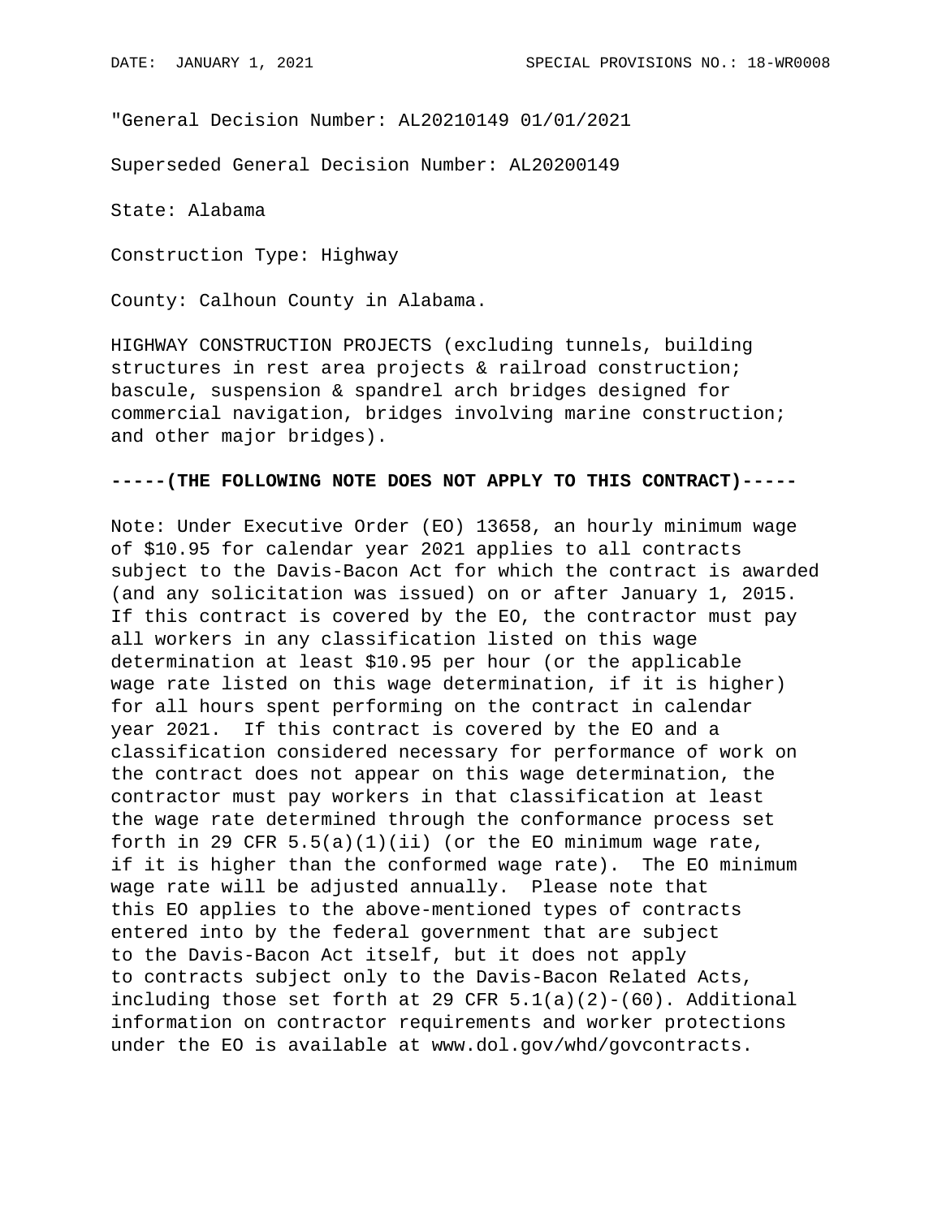"General Decision Number: AL20210149 01/01/2021

Superseded General Decision Number: AL20200149

State: Alabama

Construction Type: Highway

County: Calhoun County in Alabama.

HIGHWAY CONSTRUCTION PROJECTS (excluding tunnels, building structures in rest area projects & railroad construction; bascule, suspension & spandrel arch bridges designed for commercial navigation, bridges involving marine construction; and other major bridges).

**-----(THE FOLLOWING NOTE DOES NOT APPLY TO THIS CONTRACT)-----**

Note: Under Executive Order (EO) 13658, an hourly minimum wage of $10.95 for calendar year 2021 applies to all contracts subject to the Davis-Bacon Act for which the contract is awarded (and any solicitation was issued) on or after January 1, 2015. If this contract is covered by the EO, the contractor must pay all workers in any classification listed on this wage determination at least $10.95 per hour (or the applicable wage rate listed on this wage determination, if it is higher) for all hours spent performing on the contract in calendar year 2021. If this contract is covered by the EO and a classification considered necessary for performance of work on the contract does not appear on this wage determination, the contractor must pay workers in that classification at least the wage rate determined through the conformance process set forth in 29 CFR 5.5(a)(1)(ii) (or the EO minimum wage rate, if it is higher than the conformed wage rate). The EO minimum wage rate will be adjusted annually. Please note that this EO applies to the above-mentioned types of contracts entered into by the federal government that are subject to the Davis-Bacon Act itself, but it does not apply to contracts subject only to the Davis-Bacon Related Acts, including those set forth at 29 CFR 5.1(a)(2)-(60). Additional information on contractor requirements and worker protections under the EO is available at www.dol.gov/whd/govcontracts.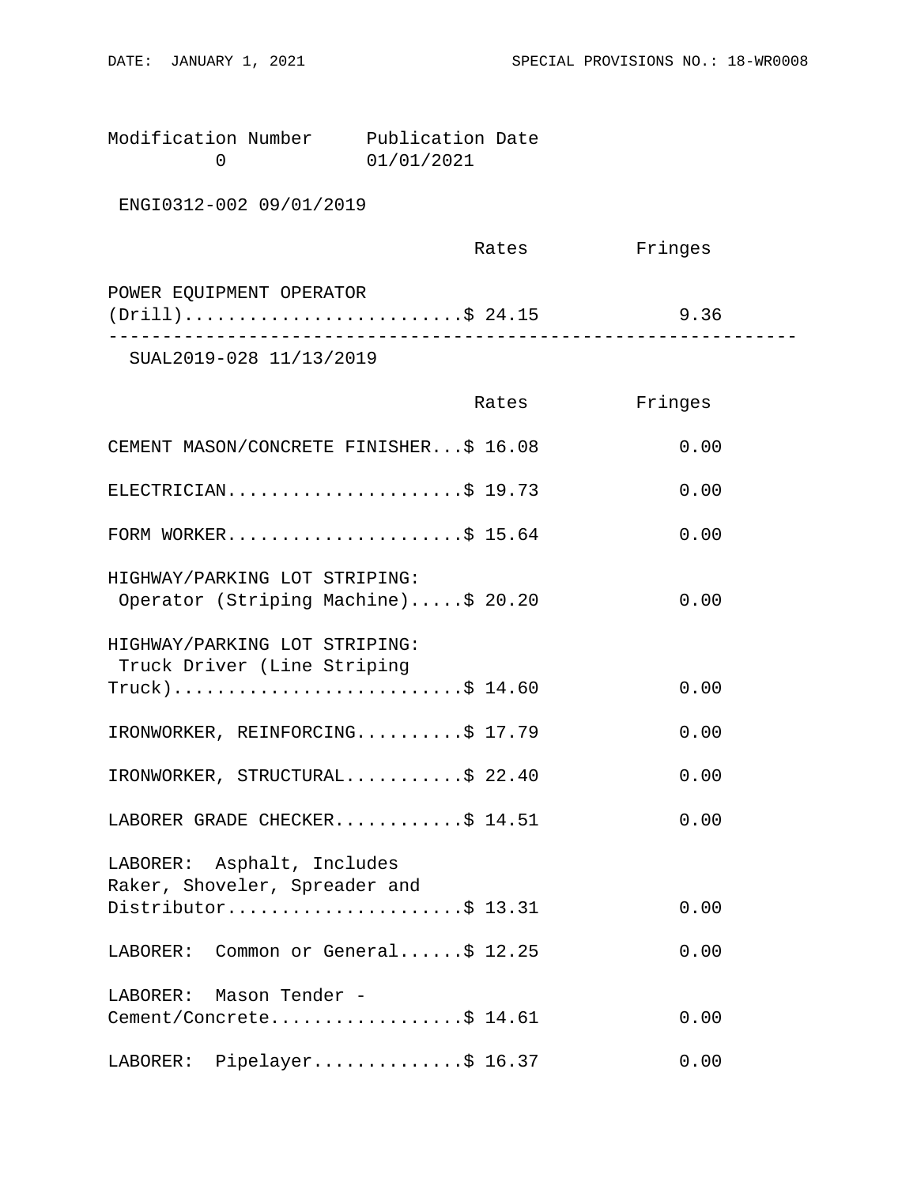| Modification Number | Publication Date |
|---|---|
| 0 | 01/01/2021 |

ENGI0312-002 09/01/2019

| | Rates | Fringes |
|---|---|---|
| POWER EQUIPMENT OPERATOR (Drill) | $ 24.15 | 9.36 |

---

SUAL2019-028 11/13/2019

| | Rates | Fringes |
|---|---|---|
| CEMENT MASON/CONCRETE FINISHER | $ 16.08 | 0.00 |
| ELECTRICIAN | $ 19.73 | 0.00 |
| FORM WORKER | $ 15.64 | 0.00 |
| HIGHWAY/PARKING LOT STRIPING: Operator (Striping Machine) | $ 20.20 | 0.00 |
| HIGHWAY/PARKING LOT STRIPING: Truck Driver (Line Striping Truck) | $ 14.60 | 0.00 |
| IRONWORKER, REINFORCING | $ 17.79 | 0.00 |
| IRONWORKER, STRUCTURAL | $ 22.40 | 0.00 |
| LABORER GRADE CHECKER | $ 14.51 | 0.00 |
| LABORER: Asphalt, Includes Raker, Shoveler, Spreader and Distributor | $ 13.31 | 0.00 |
| LABORER: Common or General | $ 12.25 | 0.00 |
| LABORER: Mason Tender - Cement/Concrete | $ 14.61 | 0.00 |
| LABORER: Pipelayer | $ 16.37 | 0.00 |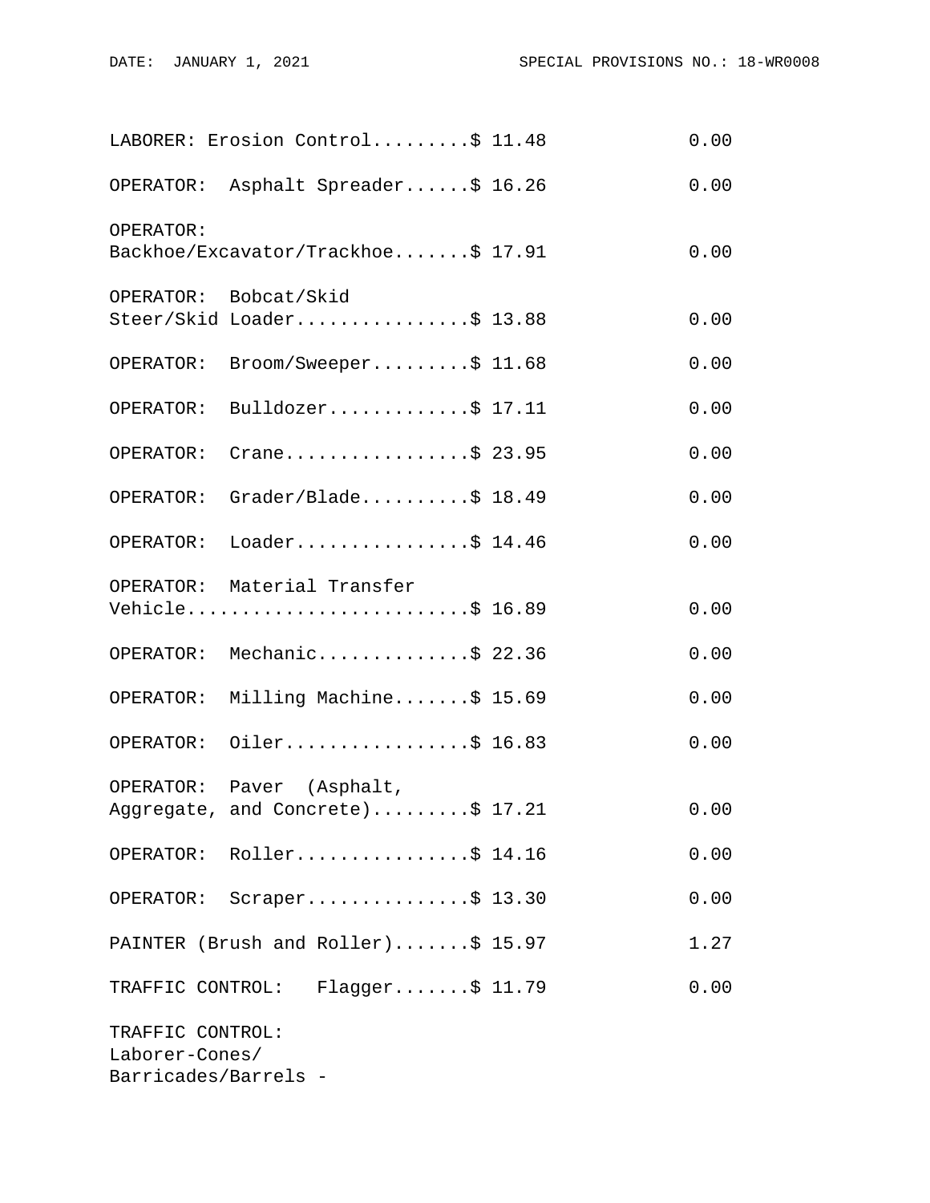```
LABORER: Erosion Control.........$ 11.48             0.00

OPERATOR:  Asphalt Spreader......$ 16.26             0.00

OPERATOR:
Backhoe/Excavator/Trackhoe.......$ 17.91             0.00

OPERATOR:  Bobcat/Skid
Steer/Skid Loader................$ 13.88             0.00

OPERATOR:  Broom/Sweeper.........$ 11.68             0.00

OPERATOR:  Bulldozer.............$ 17.11             0.00

OPERATOR:  Crane.................$ 23.95             0.00

OPERATOR:  Grader/Blade..........$ 18.49             0.00

OPERATOR:  Loader................$ 14.46             0.00

OPERATOR:  Material Transfer
Vehicle..........................$ 16.89             0.00

OPERATOR:  Mechanic..............$ 22.36             0.00

OPERATOR:  Milling Machine.......$ 15.69             0.00

OPERATOR:  Oiler.................$ 16.83             0.00

OPERATOR:  Paver  (Asphalt,
Aggregate, and Concrete).........$ 17.21             0.00

OPERATOR:  Roller................$ 14.16             0.00

OPERATOR:  Scraper...............$ 13.30             0.00

PAINTER (Brush and Roller).......$ 15.97             1.27

TRAFFIC CONTROL:   Flagger.......$ 11.79             0.00

TRAFFIC CONTROL:
Laborer-Cones/
Barricades/Barrels -
```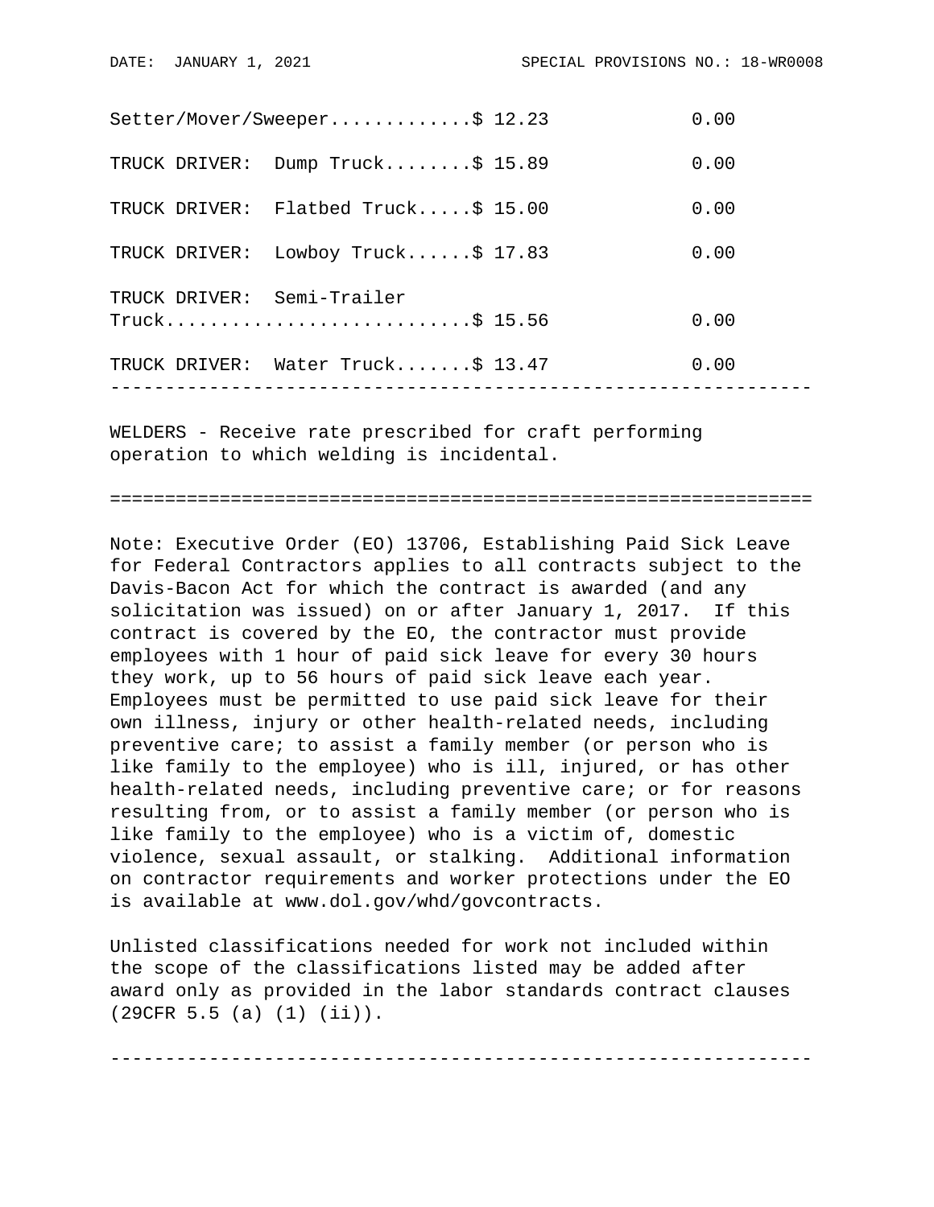| | Rates | Fringes |
|---|---|---|
| Setter/Mover/Sweeper | $ 12.23 | 0.00 |
| TRUCK DRIVER: Dump Truck | $ 15.89 | 0.00 |
| TRUCK DRIVER: Flatbed Truck | $ 15.00 | 0.00 |
| TRUCK DRIVER: Lowboy Truck | $ 17.83 | 0.00 |
| TRUCK DRIVER: Semi-Trailer Truck | $ 15.56 | 0.00 |
| TRUCK DRIVER: Water Truck | $ 13.47 | 0.00 |

---

WELDERS - Receive rate prescribed for craft performing operation to which welding is incidental.

---

Note: Executive Order (EO) 13706, Establishing Paid Sick Leave for Federal Contractors applies to all contracts subject to the Davis-Bacon Act for which the contract is awarded (and any solicitation was issued) on or after January 1, 2017. If this contract is covered by the EO, the contractor must provide employees with 1 hour of paid sick leave for every 30 hours they work, up to 56 hours of paid sick leave each year. Employees must be permitted to use paid sick leave for their own illness, injury or other health-related needs, including preventive care; to assist a family member (or person who is like family to the employee) who is ill, injured, or has other health-related needs, including preventive care; or for reasons resulting from, or to assist a family member (or person who is like family to the employee) who is a victim of, domestic violence, sexual assault, or stalking. Additional information on contractor requirements and worker protections under the EO is available at www.dol.gov/whd/govcontracts.

Unlisted classifications needed for work not included within the scope of the classifications listed may be added after award only as provided in the labor standards contract clauses (29CFR 5.5 (a) (1) (ii)).

---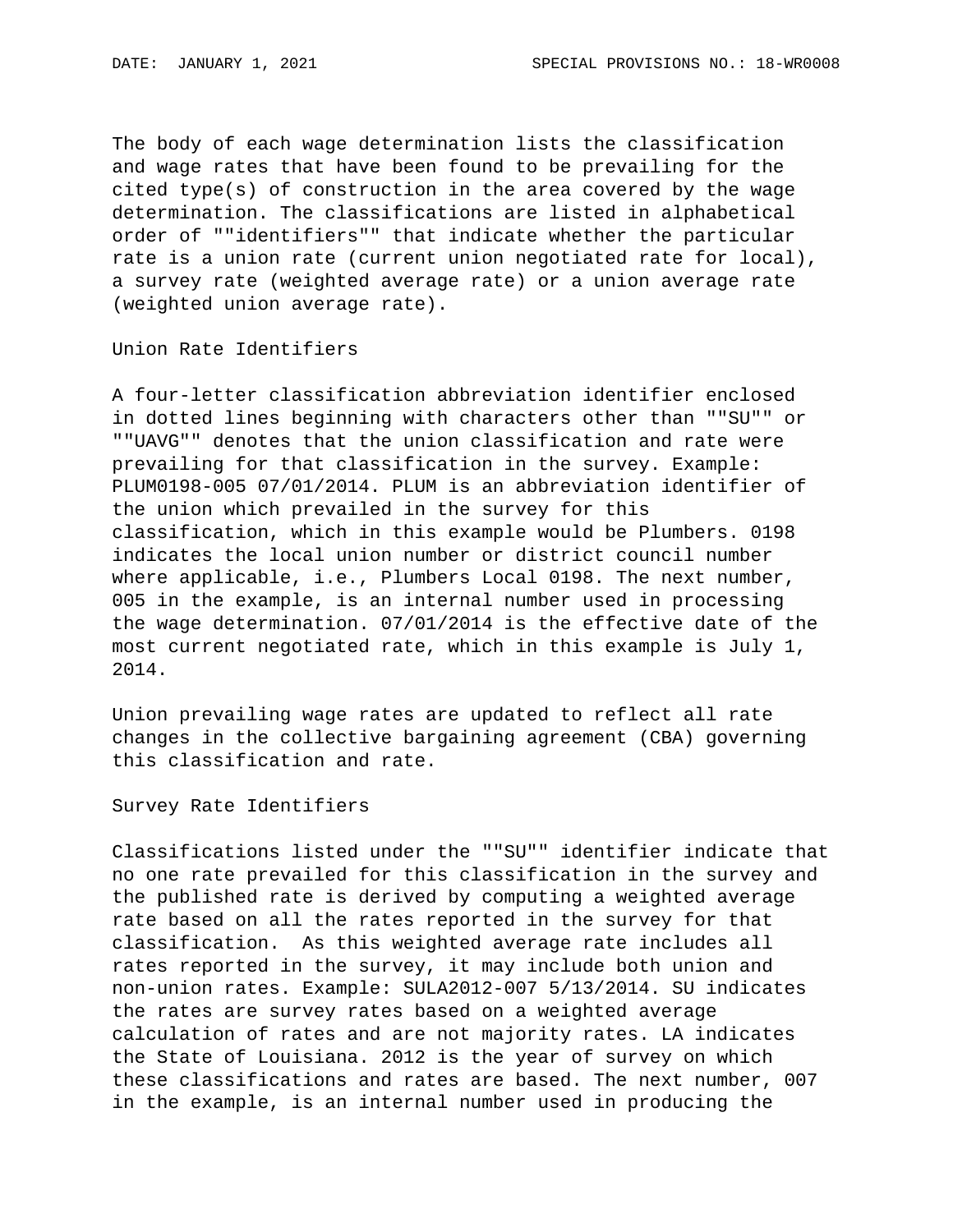The body of each wage determination lists the classification and wage rates that have been found to be prevailing for the cited type(s) of construction in the area covered by the wage determination. The classifications are listed in alphabetical order of ""identifiers"" that indicate whether the particular rate is a union rate (current union negotiated rate for local), a survey rate (weighted average rate) or a union average rate (weighted union average rate).

Union Rate Identifiers

A four-letter classification abbreviation identifier enclosed in dotted lines beginning with characters other than ""SU"" or ""UAVG"" denotes that the union classification and rate were prevailing for that classification in the survey. Example: PLUM0198-005 07/01/2014. PLUM is an abbreviation identifier of the union which prevailed in the survey for this classification, which in this example would be Plumbers. 0198 indicates the local union number or district council number where applicable, i.e., Plumbers Local 0198. The next number, 005 in the example, is an internal number used in processing the wage determination. 07/01/2014 is the effective date of the most current negotiated rate, which in this example is July 1, 2014.

Union prevailing wage rates are updated to reflect all rate changes in the collective bargaining agreement (CBA) governing this classification and rate.

Survey Rate Identifiers

Classifications listed under the ""SU"" identifier indicate that no one rate prevailed for this classification in the survey and the published rate is derived by computing a weighted average rate based on all the rates reported in the survey for that classification. As this weighted average rate includes all rates reported in the survey, it may include both union and non-union rates. Example: SULA2012-007 5/13/2014. SU indicates the rates are survey rates based on a weighted average calculation of rates and are not majority rates. LA indicates the State of Louisiana. 2012 is the year of survey on which these classifications and rates are based. The next number, 007 in the example, is an internal number used in producing the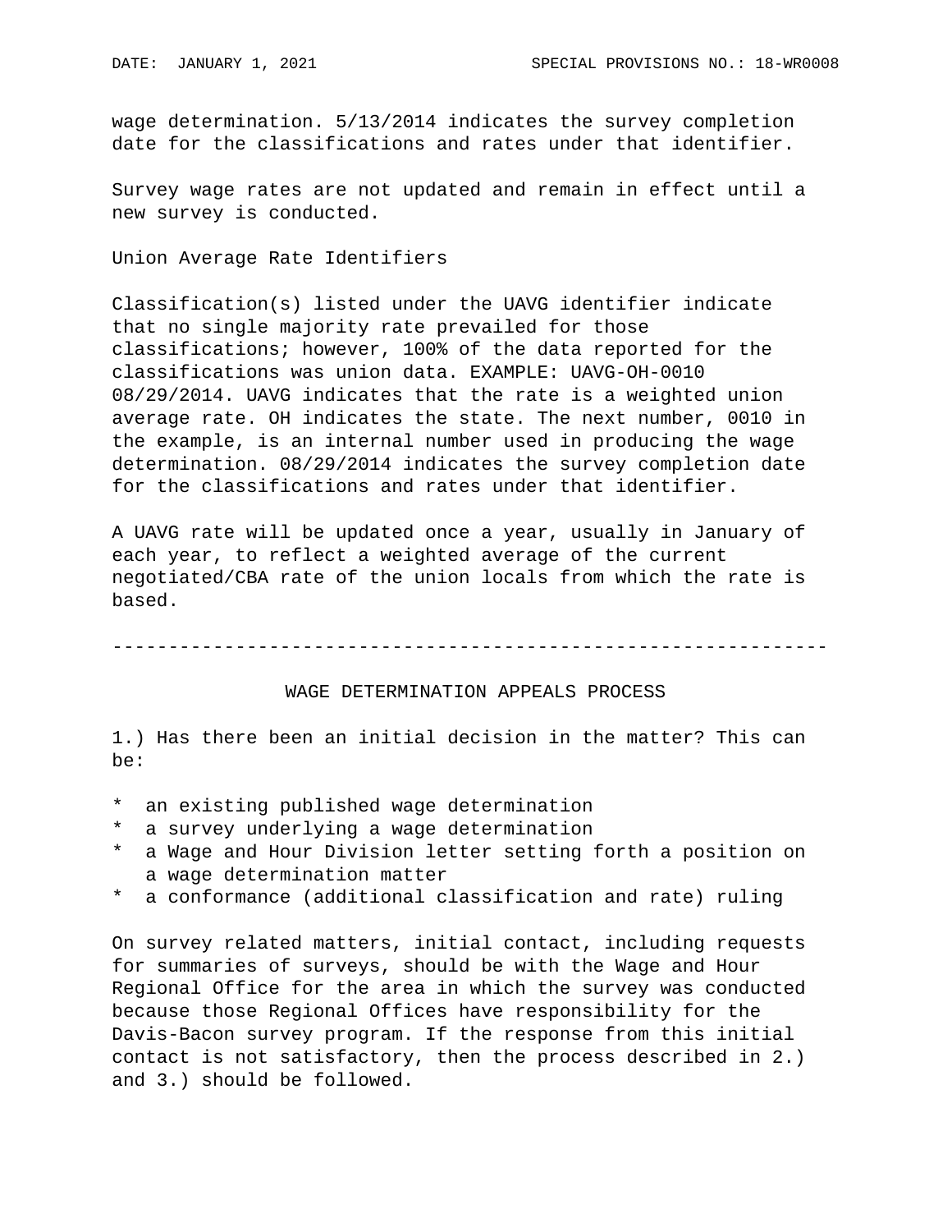wage determination. 5/13/2014 indicates the survey completion date for the classifications and rates under that identifier.

Survey wage rates are not updated and remain in effect until a new survey is conducted.

Union Average Rate Identifiers

Classification(s) listed under the UAVG identifier indicate that no single majority rate prevailed for those classifications; however, 100% of the data reported for the classifications was union data. EXAMPLE: UAVG-OH-0010 08/29/2014. UAVG indicates that the rate is a weighted union average rate. OH indicates the state. The next number, 0010 in the example, is an internal number used in producing the wage determination. 08/29/2014 indicates the survey completion date for the classifications and rates under that identifier.

A UAVG rate will be updated once a year, usually in January of each year, to reflect a weighted average of the current negotiated/CBA rate of the union locals from which the rate is based.

----------------------------------------------------------------

## WAGE DETERMINATION APPEALS PROCESS

1.) Has there been an initial decision in the matter? This can be:

* an existing published wage determination
* a survey underlying a wage determination
* a Wage and Hour Division letter setting forth a position on a wage determination matter
* a conformance (additional classification and rate) ruling

On survey related matters, initial contact, including requests for summaries of surveys, should be with the Wage and Hour Regional Office for the area in which the survey was conducted because those Regional Offices have responsibility for the Davis-Bacon survey program. If the response from this initial contact is not satisfactory, then the process described in 2.) and 3.) should be followed.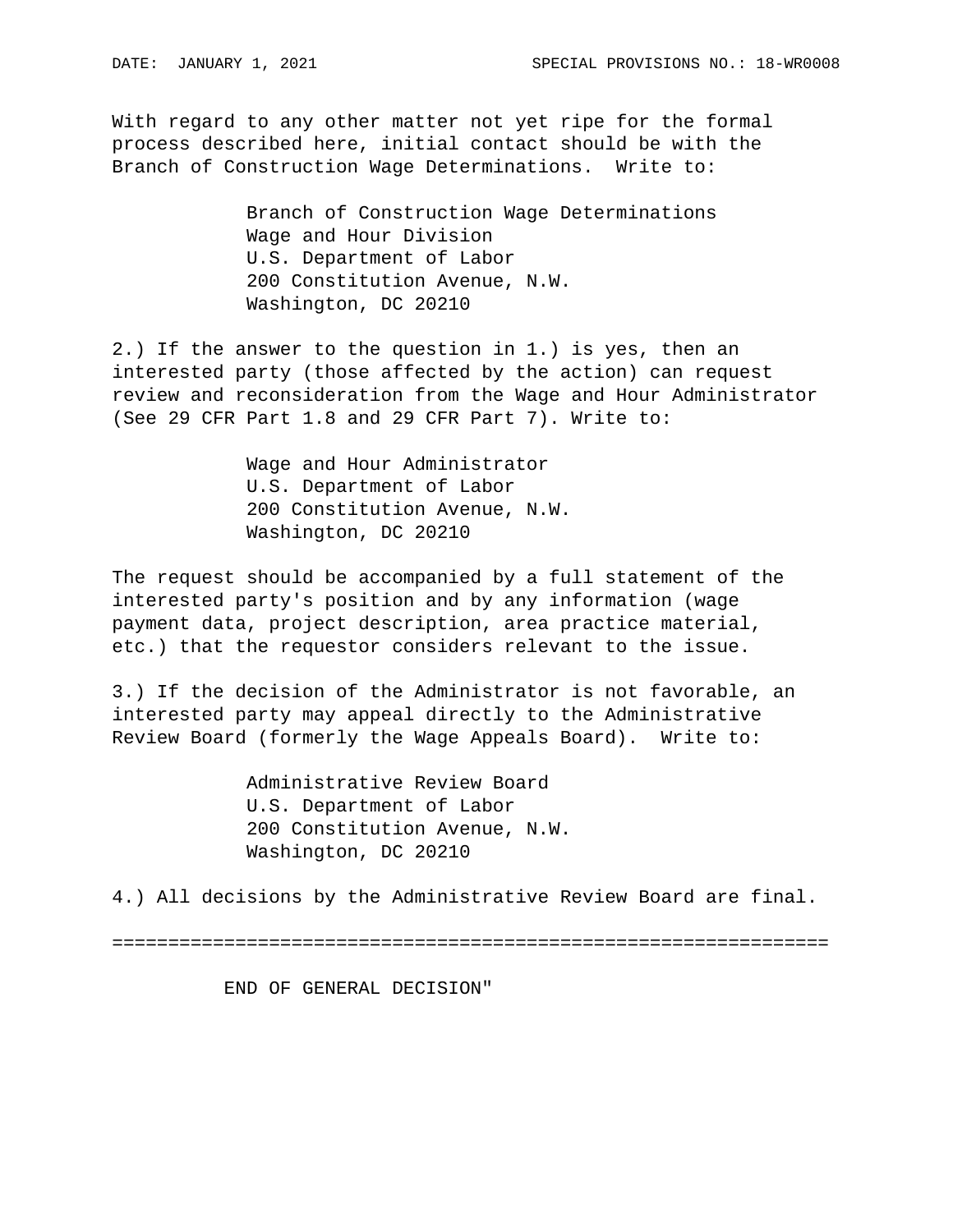With regard to any other matter not yet ripe for the formal process described here, initial contact should be with the Branch of Construction Wage Determinations. Write to:

Branch of Construction Wage Determinations
Wage and Hour Division
U.S. Department of Labor
200 Constitution Avenue, N.W.
Washington, DC 20210

2.) If the answer to the question in 1.) is yes, then an interested party (those affected by the action) can request review and reconsideration from the Wage and Hour Administrator (See 29 CFR Part 1.8 and 29 CFR Part 7). Write to:

Wage and Hour Administrator
U.S. Department of Labor
200 Constitution Avenue, N.W.
Washington, DC 20210

The request should be accompanied by a full statement of the interested party's position and by any information (wage payment data, project description, area practice material, etc.) that the requestor considers relevant to the issue.

3.) If the decision of the Administrator is not favorable, an interested party may appeal directly to the Administrative Review Board (formerly the Wage Appeals Board). Write to:

Administrative Review Board
U.S. Department of Labor
200 Constitution Avenue, N.W.
Washington, DC 20210

4.) All decisions by the Administrative Review Board are final.

================================================================

END OF GENERAL DECISION"